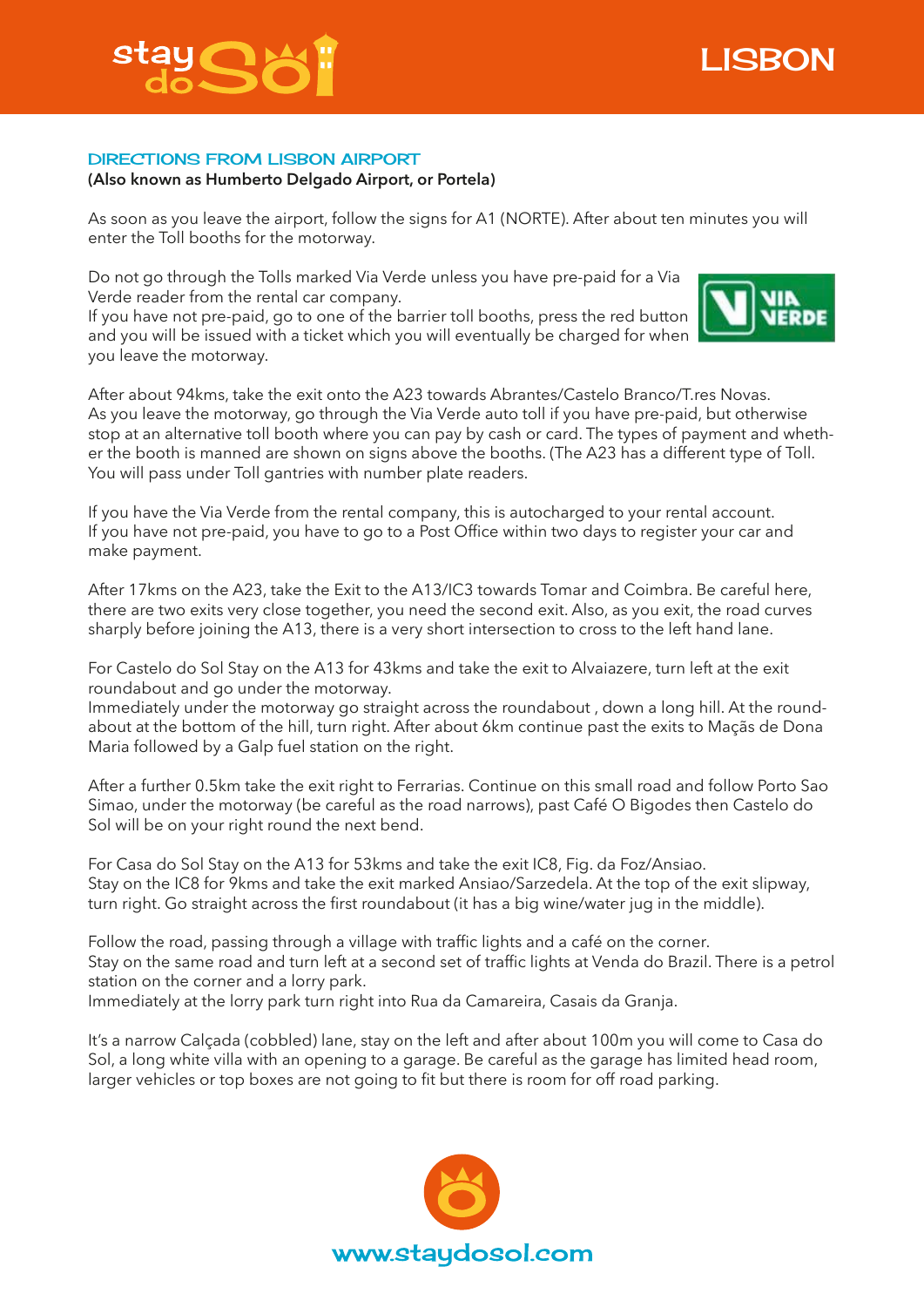# LISBON

## DIRECTIONS FROM LISBON AIRPORT

**(Also known as Humberto Delgado Airport, or Portela)**

As soon as you leave the airport, follow the signs for A1 (NORTE). After about ten minutes you will enter the Toll booths for the motorway.

Do not go through the Tolls marked Via Verde unless you have pre-paid for a Via Verde reader from the rental car company.
If you have not pre-paid, go to one of the barrier toll booths, press the red button and you will be issued with a ticket which you will eventually be charged for when you leave the motorway.

After about 94kms, take the exit onto the A23 towards Abrantes/Castelo Branco/T.res Novas.
As you leave the motorway, go through the Via Verde auto toll if you have pre-paid, but otherwise stop at an alternative toll booth where you can pay by cash or card. The types of payment and whether the booth is manned are shown on signs above the booths. (The A23 has a different type of Toll. You will pass under Toll gantries with number plate readers.

If you have the Via Verde from the rental company, this is autocharged to your rental account.
If you have not pre-paid, you have to go to a Post Office within two days to register your car and make payment.

After 17kms on the A23, take the Exit to the A13/IC3 towards Tomar and Coimbra. Be careful here, there are two exits very close together, you need the second exit. Also, as you exit, the road curves sharply before joining the A13, there is a very short intersection to cross to the left hand lane.

For Castelo do Sol Stay on the A13 for 43kms and take the exit to Alvaiazere, turn left at the exit roundabout and go under the motorway.
Immediately under the motorway go straight across the roundabout , down a long hill. At the roundabout at the bottom of the hill, turn right. After about 6km continue past the exits to Maçãs de Dona Maria followed by a Galp fuel station on the right.

After a further 0.5km take the exit right to Ferrarias. Continue on this small road and follow Porto Sao Simao, under the motorway (be careful as the road narrows), past Café O Bigodes then Castelo do Sol will be on your right round the next bend.

For Casa do Sol Stay on the A13 for 53kms and take the exit IC8, Fig. da Foz/Ansiao.
Stay on the IC8 for 9kms and take the exit marked Ansiao/Sarzedela. At the top of the exit slipway, turn right. Go straight across the first roundabout (it has a big wine/water jug in the middle).

Follow the road, passing through a village with traffic lights and a café on the corner.
Stay on the same road and turn left at a second set of traffic lights at Venda do Brazil. There is a petrol station on the corner and a lorry park.
Immediately at the lorry park turn right into Rua da Camareira, Casais da Granja.

It's a narrow Calçada (cobbled) lane, stay on the left and after about 100m you will come to Casa do Sol, a long white villa with an opening to a garage. Be careful as the garage has limited head room, larger vehicles or top boxes are not going to fit but there is room for off road parking.

www.staydosol.com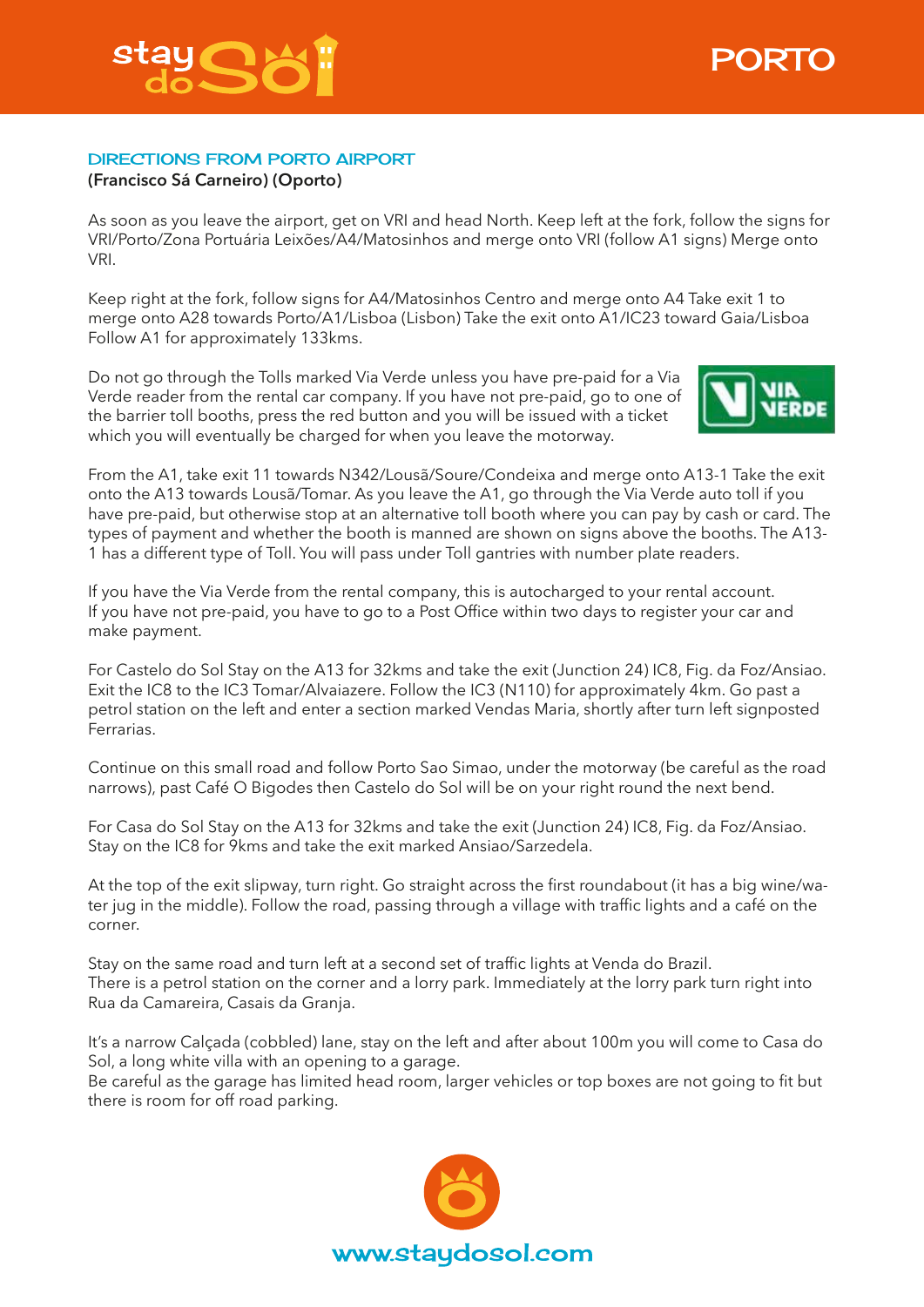## DIRECTIONS FROM PORTO AIRPORT

**(Francisco Sá Carneiro) (Oporto)**

As soon as you leave the airport, get on VRI and head North. Keep left at the fork, follow the signs for VRI/Porto/Zona Portuária Leixões/A4/Matosinhos and merge onto VRI (follow A1 signs) Merge onto VRI.

Keep right at the fork, follow signs for A4/Matosinhos Centro and merge onto A4 Take exit 1 to merge onto A28 towards Porto/A1/Lisboa (Lisbon) Take the exit onto A1/IC23 toward Gaia/Lisboa Follow A1 for approximately 133kms.

Do not go through the Tolls marked Via Verde unless you have pre-paid for a Via Verde reader from the rental car company. If you have not pre-paid, go to one of the barrier toll booths, press the red button and you will be issued with a ticket which you will eventually be charged for when you leave the motorway.

From the A1, take exit 11 towards N342/Lousã/Soure/Condeixa and merge onto A13-1 Take the exit onto the A13 towards Lousã/Tomar. As you leave the A1, go through the Via Verde auto toll if you have pre-paid, but otherwise stop at an alternative toll booth where you can pay by cash or card. The types of payment and whether the booth is manned are shown on signs above the booths. The A13-1 has a different type of Toll. You will pass under Toll gantries with number plate readers.

If you have the Via Verde from the rental company, this is autocharged to your rental account. If you have not pre-paid, you have to go to a Post Office within two days to register your car and make payment.

For Castelo do Sol Stay on the A13 for 32kms and take the exit (Junction 24) IC8, Fig. da Foz/Ansiao. Exit the IC8 to the IC3 Tomar/Alvaiazere. Follow the IC3 (N110) for approximately 4km. Go past a petrol station on the left and enter a section marked Vendas Maria, shortly after turn left signposted Ferrarias.

Continue on this small road and follow Porto Sao Simao, under the motorway (be careful as the road narrows), past Café O Bigodes then Castelo do Sol will be on your right round the next bend.

For Casa do Sol Stay on the A13 for 32kms and take the exit (Junction 24) IC8, Fig. da Foz/Ansiao. Stay on the IC8 for 9kms and take the exit marked Ansiao/Sarzedela.

At the top of the exit slipway, turn right. Go straight across the first roundabout (it has a big wine/water jug in the middle). Follow the road, passing through a village with traffic lights and a café on the corner.

Stay on the same road and turn left at a second set of traffic lights at Venda do Brazil.
There is a petrol station on the corner and a lorry park. Immediately at the lorry park turn right into Rua da Camareira, Casais da Granja.

It's a narrow Calçada (cobbled) lane, stay on the left and after about 100m you will come to Casa do Sol, a long white villa with an opening to a garage.
Be careful as the garage has limited head room, larger vehicles or top boxes are not going to fit but there is room for off road parking.

www.staydosol.com